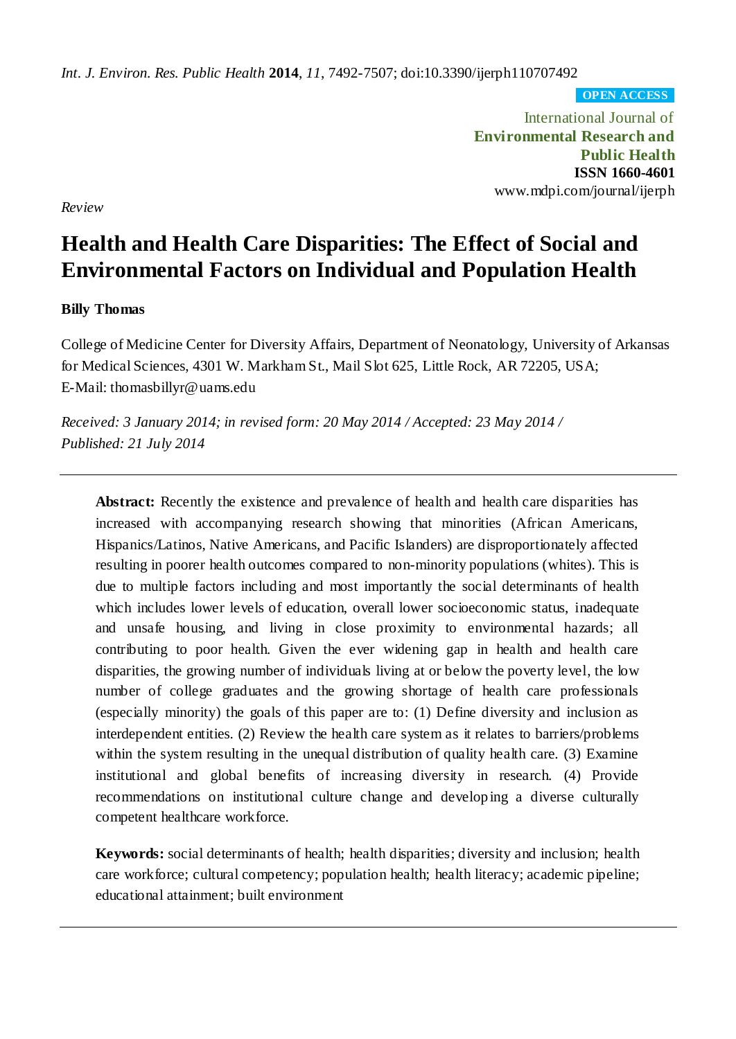*Int. J. Environ. Res. Public Health* **2014**, *11*, 7492-7507; doi:10.3390/ijerph110707492

**OPEN ACCESS**

International Journal of
**Environmental Research and Public Health**
**ISSN 1660-4601**
www.mdpi.com/journal/ijerph

*Review*

# Health and Health Care Disparities: The Effect of Social and Environmental Factors on Individual and Population Health

**Billy Thomas**

College of Medicine Center for Diversity Affairs, Department of Neonatology, University of Arkansas for Medical Sciences, 4301 W. Markham St., Mail Slot 625, Little Rock, AR 72205, USA; E-Mail: thomasbillyr@uams.edu

*Received: 3 January 2014; in revised form: 20 May 2014 / Accepted: 23 May 2014 / Published: 21 July 2014*

---

**Abstract:** Recently the existence and prevalence of health and health care disparities has increased with accompanying research showing that minorities (African Americans, Hispanics/Latinos, Native Americans, and Pacific Islanders) are disproportionately affected resulting in poorer health outcomes compared to non-minority populations (whites). This is due to multiple factors including and most importantly the social determinants of health which includes lower levels of education, overall lower socioeconomic status, inadequate and unsafe housing, and living in close proximity to environmental hazards; all contributing to poor health. Given the ever widening gap in health and health care disparities, the growing number of individuals living at or below the poverty level, the low number of college graduates and the growing shortage of health care professionals (especially minority) the goals of this paper are to: (1) Define diversity and inclusion as interdependent entities. (2) Review the health care system as it relates to barriers/problems within the system resulting in the unequal distribution of quality health care. (3) Examine institutional and global benefits of increasing diversity in research. (4) Provide recommendations on institutional culture change and developing a diverse culturally competent healthcare workforce.

**Keywords:** social determinants of health; health disparities; diversity and inclusion; health care workforce; cultural competency; population health; health literacy; academic pipeline; educational attainment; built environment

---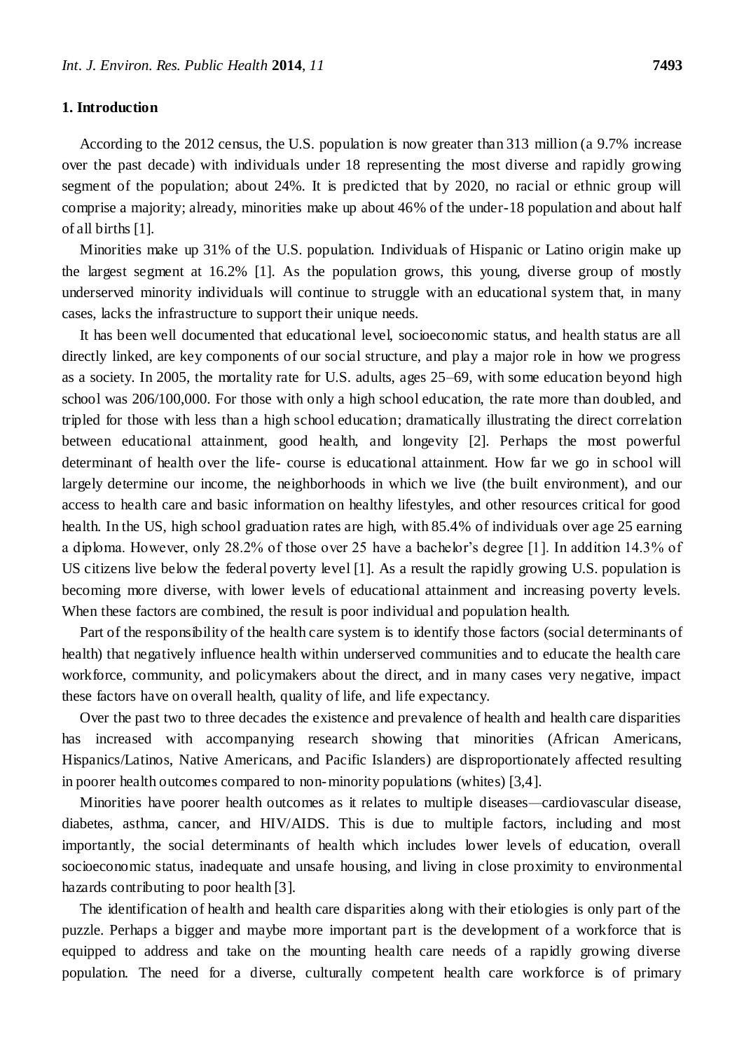## 1. Introduction

According to the 2012 census, the U.S. population is now greater than 313 million (a 9.7% increase over the past decade) with individuals under 18 representing the most diverse and rapidly growing segment of the population; about 24%. It is predicted that by 2020, no racial or ethnic group will comprise a majority; already, minorities make up about 46% of the under-18 population and about half of all births [1].

Minorities make up 31% of the U.S. population. Individuals of Hispanic or Latino origin make up the largest segment at 16.2% [1]. As the population grows, this young, diverse group of mostly underserved minority individuals will continue to struggle with an educational system that, in many cases, lacks the infrastructure to support their unique needs.

It has been well documented that educational level, socioeconomic status, and health status are all directly linked, are key components of our social structure, and play a major role in how we progress as a society. In 2005, the mortality rate for U.S. adults, ages 25–69, with some education beyond high school was 206/100,000. For those with only a high school education, the rate more than doubled, and tripled for those with less than a high school education; dramatically illustrating the direct correlation between educational attainment, good health, and longevity [2]. Perhaps the most powerful determinant of health over the life- course is educational attainment. How far we go in school will largely determine our income, the neighborhoods in which we live (the built environment), and our access to health care and basic information on healthy lifestyles, and other resources critical for good health. In the US, high school graduation rates are high, with 85.4% of individuals over age 25 earning a diploma. However, only 28.2% of those over 25 have a bachelor's degree [1]. In addition 14.3% of US citizens live below the federal poverty level [1]. As a result the rapidly growing U.S. population is becoming more diverse, with lower levels of educational attainment and increasing poverty levels. When these factors are combined, the result is poor individual and population health.

Part of the responsibility of the health care system is to identify those factors (social determinants of health) that negatively influence health within underserved communities and to educate the health care workforce, community, and policymakers about the direct, and in many cases very negative, impact these factors have on overall health, quality of life, and life expectancy.

Over the past two to three decades the existence and prevalence of health and health care disparities has increased with accompanying research showing that minorities (African Americans, Hispanics/Latinos, Native Americans, and Pacific Islanders) are disproportionately affected resulting in poorer health outcomes compared to non-minority populations (whites) [3,4].

Minorities have poorer health outcomes as it relates to multiple diseases—cardiovascular disease, diabetes, asthma, cancer, and HIV/AIDS. This is due to multiple factors, including and most importantly, the social determinants of health which includes lower levels of education, overall socioeconomic status, inadequate and unsafe housing, and living in close proximity to environmental hazards contributing to poor health [3].

The identification of health and health care disparities along with their etiologies is only part of the puzzle. Perhaps a bigger and maybe more important part is the development of a workforce that is equipped to address and take on the mounting health care needs of a rapidly growing diverse population. The need for a diverse, culturally competent health care workforce is of primary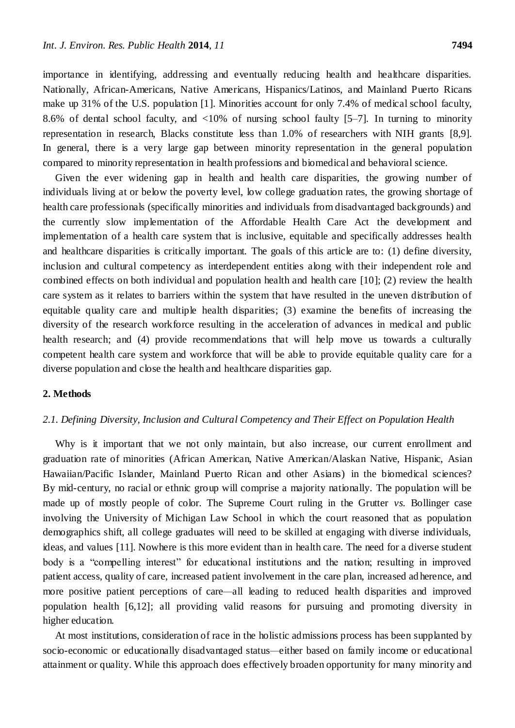importance in identifying, addressing and eventually reducing health and healthcare disparities. Nationally, African-Americans, Native Americans, Hispanics/Latinos, and Mainland Puerto Ricans make up 31% of the U.S. population [1]. Minorities account for only 7.4% of medical school faculty, 8.6% of dental school faculty, and <10% of nursing school faulty [5–7]. In turning to minority representation in research, Blacks constitute less than 1.0% of researchers with NIH grants [8,9]. In general, there is a very large gap between minority representation in the general population compared to minority representation in health professions and biomedical and behavioral science.

Given the ever widening gap in health and health care disparities, the growing number of individuals living at or below the poverty level, low college graduation rates, the growing shortage of health care professionals (specifically minorities and individuals from disadvantaged backgrounds) and the currently slow implementation of the Affordable Health Care Act the development and implementation of a health care system that is inclusive, equitable and specifically addresses health and healthcare disparities is critically important. The goals of this article are to: (1) define diversity, inclusion and cultural competency as interdependent entities along with their independent role and combined effects on both individual and population health and health care [10]; (2) review the health care system as it relates to barriers within the system that have resulted in the uneven distribution of equitable quality care and multiple health disparities; (3) examine the benefits of increasing the diversity of the research workforce resulting in the acceleration of advances in medical and public health research; and (4) provide recommendations that will help move us towards a culturally competent health care system and workforce that will be able to provide equitable quality care for a diverse population and close the health and healthcare disparities gap.

## 2. Methods

### 2.1. Defining Diversity, Inclusion and Cultural Competency and Their Effect on Population Health

Why is it important that we not only maintain, but also increase, our current enrollment and graduation rate of minorities (African American, Native American/Alaskan Native, Hispanic, Asian Hawaiian/Pacific Islander, Mainland Puerto Rican and other Asians) in the biomedical sciences? By mid-century, no racial or ethnic group will comprise a majority nationally. The population will be made up of mostly people of color. The Supreme Court ruling in the Grutter *vs.* Bollinger case involving the University of Michigan Law School in which the court reasoned that as population demographics shift, all college graduates will need to be skilled at engaging with diverse individuals, ideas, and values [11]. Nowhere is this more evident than in health care. The need for a diverse student body is a "compelling interest" for educational institutions and the nation; resulting in improved patient access, quality of care, increased patient involvement in the care plan, increased adherence, and more positive patient perceptions of care—all leading to reduced health disparities and improved population health [6,12]; all providing valid reasons for pursuing and promoting diversity in higher education.

At most institutions, consideration of race in the holistic admissions process has been supplanted by socio-economic or educationally disadvantaged status—either based on family income or educational attainment or quality. While this approach does effectively broaden opportunity for many minority and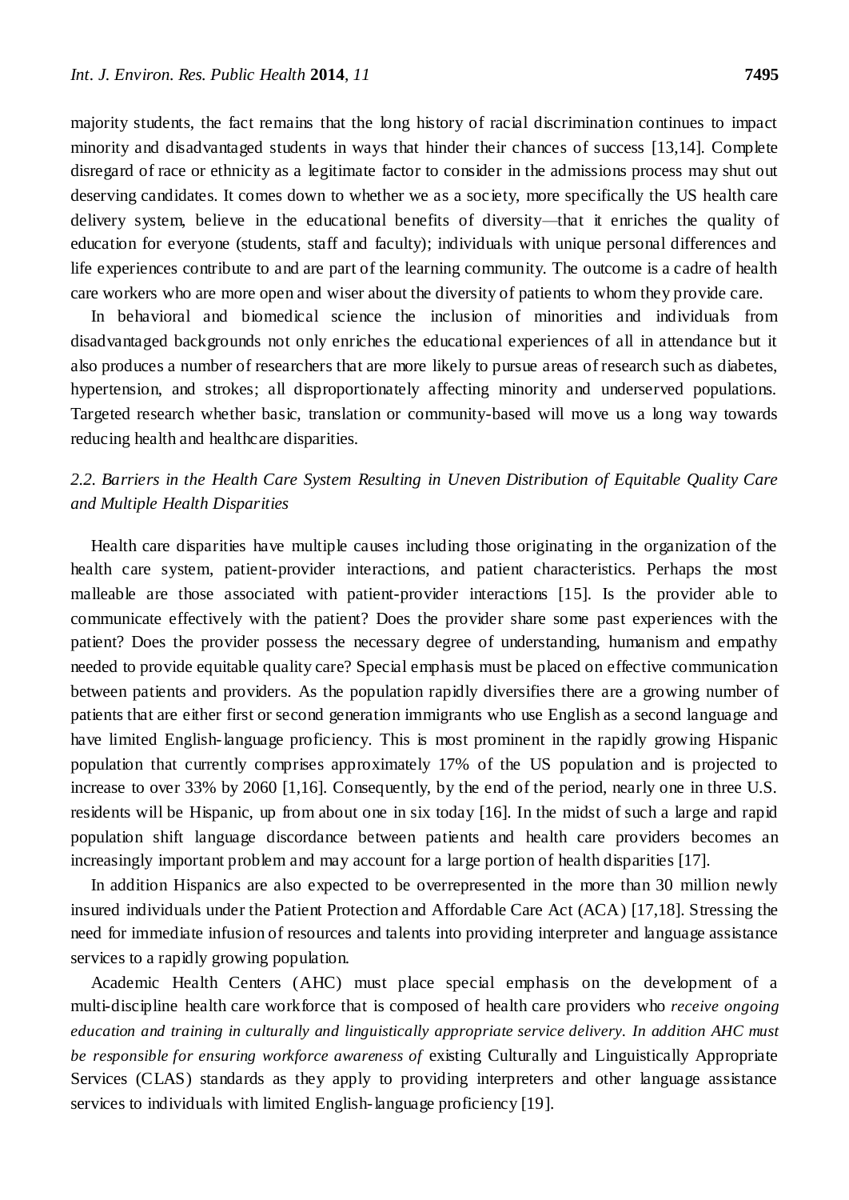majority students, the fact remains that the long history of racial discrimination continues to impact minority and disadvantaged students in ways that hinder their chances of success [13,14]. Complete disregard of race or ethnicity as a legitimate factor to consider in the admissions process may shut out deserving candidates. It comes down to whether we as a society, more specifically the US health care delivery system, believe in the educational benefits of diversity—that it enriches the quality of education for everyone (students, staff and faculty); individuals with unique personal differences and life experiences contribute to and are part of the learning community. The outcome is a cadre of health care workers who are more open and wiser about the diversity of patients to whom they provide care.

In behavioral and biomedical science the inclusion of minorities and individuals from disadvantaged backgrounds not only enriches the educational experiences of all in attendance but it also produces a number of researchers that are more likely to pursue areas of research such as diabetes, hypertension, and strokes; all disproportionately affecting minority and underserved populations. Targeted research whether basic, translation or community-based will move us a long way towards reducing health and healthcare disparities.

### *2.2. Barriers in the Health Care System Resulting in Uneven Distribution of Equitable Quality Care and Multiple Health Disparities*

Health care disparities have multiple causes including those originating in the organization of the health care system, patient-provider interactions, and patient characteristics. Perhaps the most malleable are those associated with patient-provider interactions [15]. Is the provider able to communicate effectively with the patient? Does the provider share some past experiences with the patient? Does the provider possess the necessary degree of understanding, humanism and empathy needed to provide equitable quality care? Special emphasis must be placed on effective communication between patients and providers. As the population rapidly diversifies there are a growing number of patients that are either first or second generation immigrants who use English as a second language and have limited English-language proficiency. This is most prominent in the rapidly growing Hispanic population that currently comprises approximately 17% of the US population and is projected to increase to over 33% by 2060 [1,16]. Consequently, by the end of the period, nearly one in three U.S. residents will be Hispanic, up from about one in six today [16]. In the midst of such a large and rapid population shift language discordance between patients and health care providers becomes an increasingly important problem and may account for a large portion of health disparities [17].

In addition Hispanics are also expected to be overrepresented in the more than 30 million newly insured individuals under the Patient Protection and Affordable Care Act (ACA) [17,18]. Stressing the need for immediate infusion of resources and talents into providing interpreter and language assistance services to a rapidly growing population.

Academic Health Centers (AHC) must place special emphasis on the development of a multi-discipline health care workforce that is composed of health care providers who *receive ongoing education and training in culturally and linguistically appropriate service delivery. In addition AHC must be responsible for ensuring workforce awareness of* existing Culturally and Linguistically Appropriate Services (CLAS) standards as they apply to providing interpreters and other language assistance services to individuals with limited English-language proficiency [19].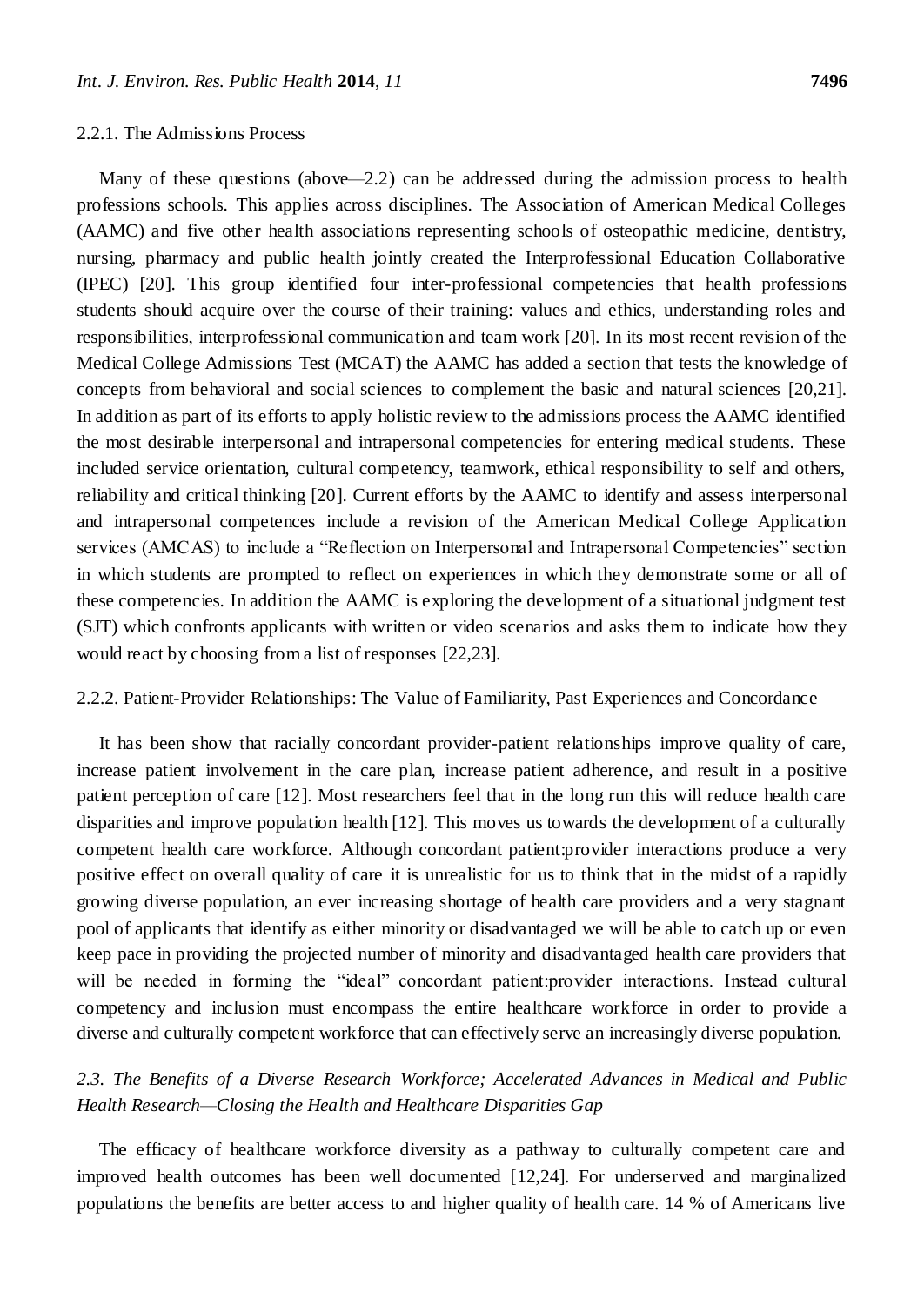#### 2.2.1. The Admissions Process

Many of these questions (above—2.2) can be addressed during the admission process to health professions schools. This applies across disciplines. The Association of American Medical Colleges (AAMC) and five other health associations representing schools of osteopathic medicine, dentistry, nursing, pharmacy and public health jointly created the Interprofessional Education Collaborative (IPEC) [20]. This group identified four inter-professional competencies that health professions students should acquire over the course of their training: values and ethics, understanding roles and responsibilities, interprofessional communication and team work [20]. In its most recent revision of the Medical College Admissions Test (MCAT) the AAMC has added a section that tests the knowledge of concepts from behavioral and social sciences to complement the basic and natural sciences [20,21]. In addition as part of its efforts to apply holistic review to the admissions process the AAMC identified the most desirable interpersonal and intrapersonal competencies for entering medical students. These included service orientation, cultural competency, teamwork, ethical responsibility to self and others, reliability and critical thinking [20]. Current efforts by the AAMC to identify and assess interpersonal and intrapersonal competences include a revision of the American Medical College Application services (AMCAS) to include a "Reflection on Interpersonal and Intrapersonal Competencies" section in which students are prompted to reflect on experiences in which they demonstrate some or all of these competencies. In addition the AAMC is exploring the development of a situational judgment test (SJT) which confronts applicants with written or video scenarios and asks them to indicate how they would react by choosing from a list of responses [22,23].

#### 2.2.2. Patient-Provider Relationships: The Value of Familiarity, Past Experiences and Concordance

It has been show that racially concordant provider-patient relationships improve quality of care, increase patient involvement in the care plan, increase patient adherence, and result in a positive patient perception of care [12]. Most researchers feel that in the long run this will reduce health care disparities and improve population health [12]. This moves us towards the development of a culturally competent health care workforce. Although concordant patient:provider interactions produce a very positive effect on overall quality of care it is unrealistic for us to think that in the midst of a rapidly growing diverse population, an ever increasing shortage of health care providers and a very stagnant pool of applicants that identify as either minority or disadvantaged we will be able to catch up or even keep pace in providing the projected number of minority and disadvantaged health care providers that will be needed in forming the "ideal" concordant patient:provider interactions. Instead cultural competency and inclusion must encompass the entire healthcare workforce in order to provide a diverse and culturally competent workforce that can effectively serve an increasingly diverse population.

### *2.3. The Benefits of a Diverse Research Workforce; Accelerated Advances in Medical and Public Health Research—Closing the Health and Healthcare Disparities Gap*

The efficacy of healthcare workforce diversity as a pathway to culturally competent care and improved health outcomes has been well documented [12,24]. For underserved and marginalized populations the benefits are better access to and higher quality of health care. 14 % of Americans live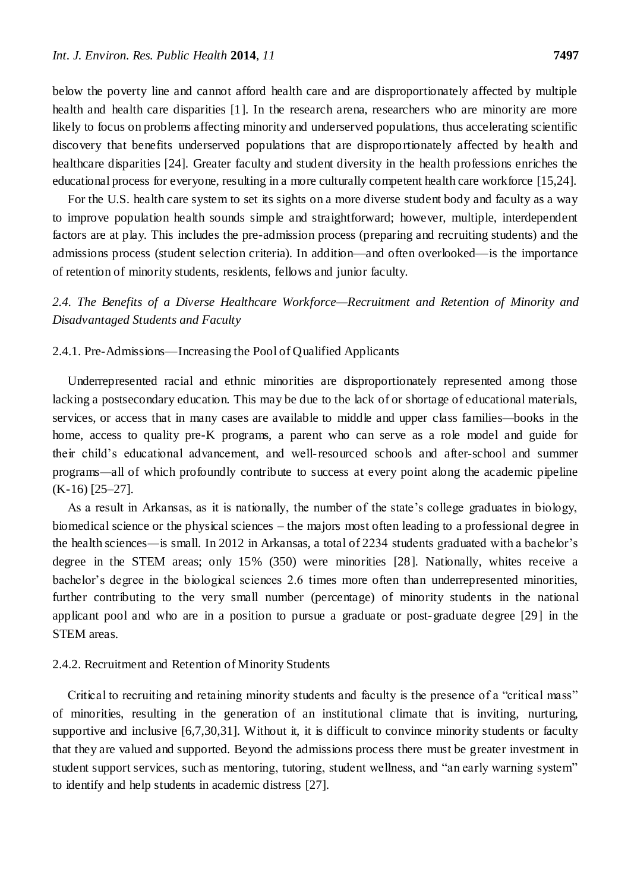below the poverty line and cannot afford health care and are disproportionately affected by multiple health and health care disparities [1]. In the research arena, researchers who are minority are more likely to focus on problems affecting minority and underserved populations, thus accelerating scientific discovery that benefits underserved populations that are disproportionately affected by health and healthcare disparities [24]. Greater faculty and student diversity in the health professions enriches the educational process for everyone, resulting in a more culturally competent health care workforce [15,24].

For the U.S. health care system to set its sights on a more diverse student body and faculty as a way to improve population health sounds simple and straightforward; however, multiple, interdependent factors are at play. This includes the pre-admission process (preparing and recruiting students) and the admissions process (student selection criteria). In addition—and often overlooked—is the importance of retention of minority students, residents, fellows and junior faculty.

### *2.4. The Benefits of a Diverse Healthcare Workforce—Recruitment and Retention of Minority and Disadvantaged Students and Faculty*

#### 2.4.1. Pre-Admissions—Increasing the Pool of Qualified Applicants

Underrepresented racial and ethnic minorities are disproportionately represented among those lacking a postsecondary education. This may be due to the lack of or shortage of educational materials, services, or access that in many cases are available to middle and upper class families—books in the home, access to quality pre-K programs, a parent who can serve as a role model and guide for their child's educational advancement, and well-resourced schools and after-school and summer programs—all of which profoundly contribute to success at every point along the academic pipeline (K-16) [25–27].

As a result in Arkansas, as it is nationally, the number of the state's college graduates in biology, biomedical science or the physical sciences – the majors most often leading to a professional degree in the health sciences—is small. In 2012 in Arkansas, a total of 2234 students graduated with a bachelor's degree in the STEM areas; only 15% (350) were minorities [28]. Nationally, whites receive a bachelor's degree in the biological sciences 2.6 times more often than underrepresented minorities, further contributing to the very small number (percentage) of minority students in the national applicant pool and who are in a position to pursue a graduate or post-graduate degree [29] in the STEM areas.

#### 2.4.2. Recruitment and Retention of Minority Students

Critical to recruiting and retaining minority students and faculty is the presence of a "critical mass" of minorities, resulting in the generation of an institutional climate that is inviting, nurturing, supportive and inclusive [6,7,30,31]. Without it, it is difficult to convince minority students or faculty that they are valued and supported. Beyond the admissions process there must be greater investment in student support services, such as mentoring, tutoring, student wellness, and "an early warning system" to identify and help students in academic distress [27].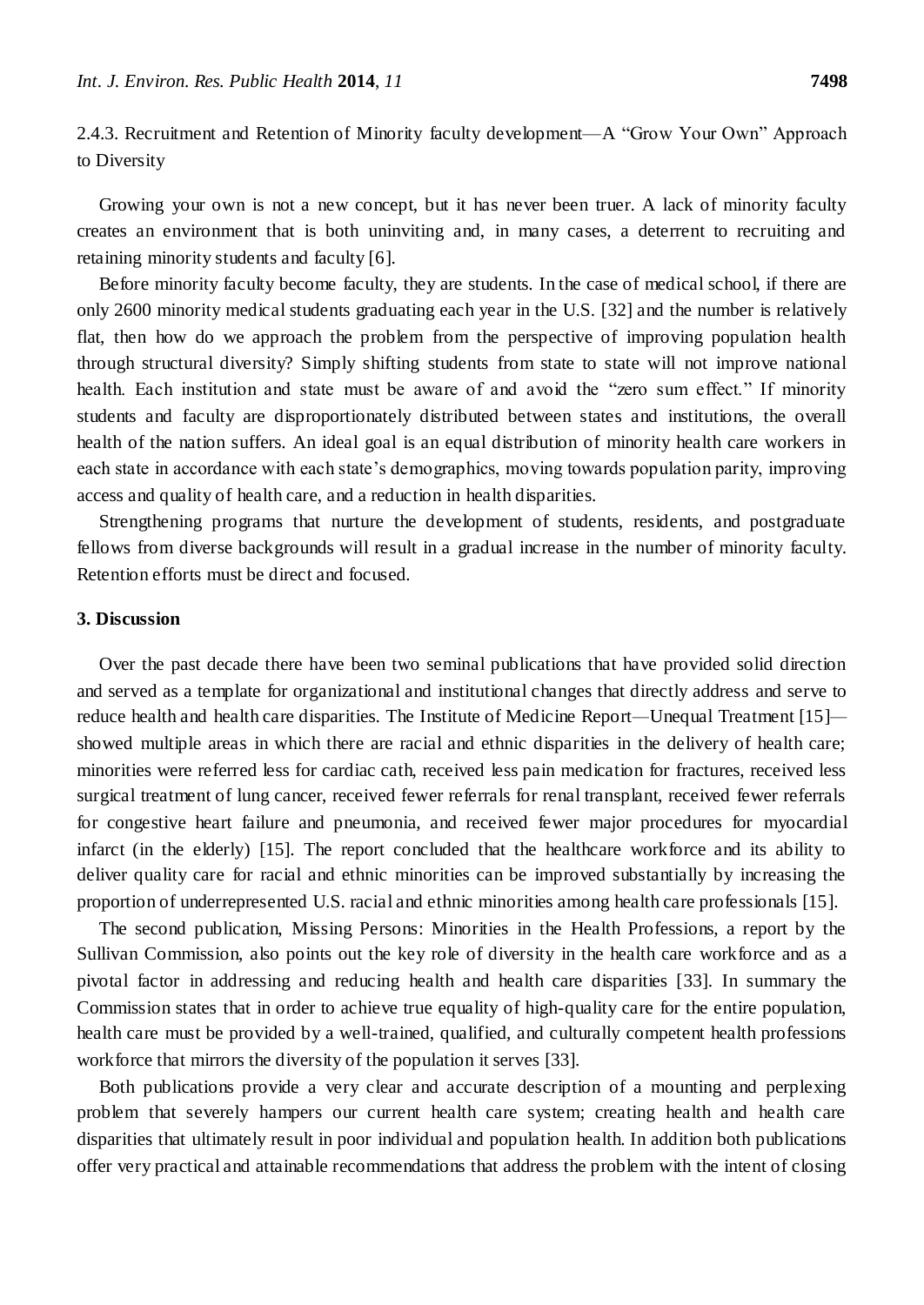#### 2.4.3. Recruitment and Retention of Minority faculty development—A "Grow Your Own" Approach to Diversity

Growing your own is not a new concept, but it has never been truer. A lack of minority faculty creates an environment that is both uninviting and, in many cases, a deterrent to recruiting and retaining minority students and faculty [6].

Before minority faculty become faculty, they are students. In the case of medical school, if there are only 2600 minority medical students graduating each year in the U.S. [32] and the number is relatively flat, then how do we approach the problem from the perspective of improving population health through structural diversity? Simply shifting students from state to state will not improve national health. Each institution and state must be aware of and avoid the "zero sum effect." If minority students and faculty are disproportionately distributed between states and institutions, the overall health of the nation suffers. An ideal goal is an equal distribution of minority health care workers in each state in accordance with each state's demographics, moving towards population parity, improving access and quality of health care, and a reduction in health disparities.

Strengthening programs that nurture the development of students, residents, and postgraduate fellows from diverse backgrounds will result in a gradual increase in the number of minority faculty. Retention efforts must be direct and focused.

## 3. Discussion

Over the past decade there have been two seminal publications that have provided solid direction and served as a template for organizational and institutional changes that directly address and serve to reduce health and health care disparities. The Institute of Medicine Report—Unequal Treatment [15]—showed multiple areas in which there are racial and ethnic disparities in the delivery of health care; minorities were referred less for cardiac cath, received less pain medication for fractures, received less surgical treatment of lung cancer, received fewer referrals for renal transplant, received fewer referrals for congestive heart failure and pneumonia, and received fewer major procedures for myocardial infarct (in the elderly) [15]. The report concluded that the healthcare workforce and its ability to deliver quality care for racial and ethnic minorities can be improved substantially by increasing the proportion of underrepresented U.S. racial and ethnic minorities among health care professionals [15].

The second publication, Missing Persons: Minorities in the Health Professions, a report by the Sullivan Commission, also points out the key role of diversity in the health care workforce and as a pivotal factor in addressing and reducing health and health care disparities [33]. In summary the Commission states that in order to achieve true equality of high-quality care for the entire population, health care must be provided by a well-trained, qualified, and culturally competent health professions workforce that mirrors the diversity of the population it serves [33].

Both publications provide a very clear and accurate description of a mounting and perplexing problem that severely hampers our current health care system; creating health and health care disparities that ultimately result in poor individual and population health. In addition both publications offer very practical and attainable recommendations that address the problem with the intent of closing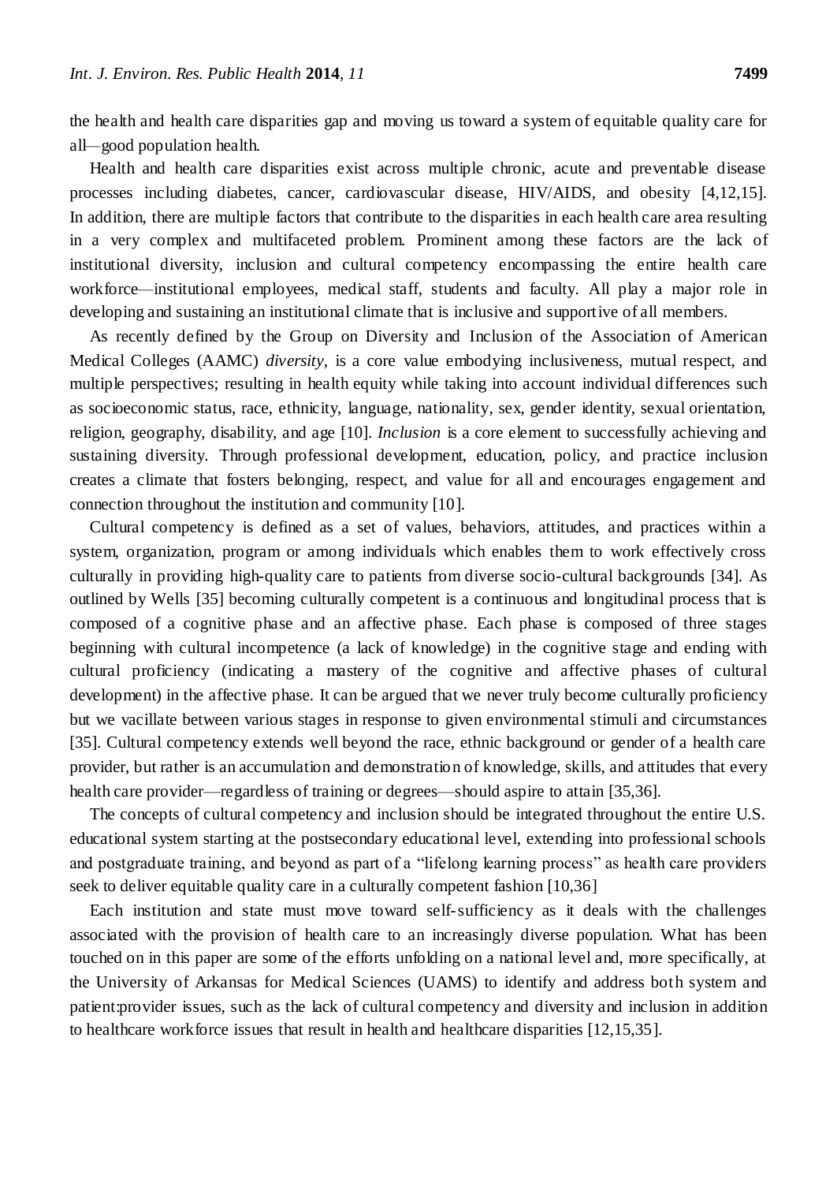the health and health care disparities gap and moving us toward a system of equitable quality care for all—good population health.

Health and health care disparities exist across multiple chronic, acute and preventable disease processes including diabetes, cancer, cardiovascular disease, HIV/AIDS, and obesity [4,12,15]. In addition, there are multiple factors that contribute to the disparities in each health care area resulting in a very complex and multifaceted problem. Prominent among these factors are the lack of institutional diversity, inclusion and cultural competency encompassing the entire health care workforce—institutional employees, medical staff, students and faculty. All play a major role in developing and sustaining an institutional climate that is inclusive and supportive of all members.

As recently defined by the Group on Diversity and Inclusion of the Association of American Medical Colleges (AAMC) *diversity*, is a core value embodying inclusiveness, mutual respect, and multiple perspectives; resulting in health equity while taking into account individual differences such as socioeconomic status, race, ethnicity, language, nationality, sex, gender identity, sexual orientation, religion, geography, disability, and age [10]. *Inclusion* is a core element to successfully achieving and sustaining diversity. Through professional development, education, policy, and practice inclusion creates a climate that fosters belonging, respect, and value for all and encourages engagement and connection throughout the institution and community [10].

Cultural competency is defined as a set of values, behaviors, attitudes, and practices within a system, organization, program or among individuals which enables them to work effectively cross culturally in providing high-quality care to patients from diverse socio-cultural backgrounds [34]. As outlined by Wells [35] becoming culturally competent is a continuous and longitudinal process that is composed of a cognitive phase and an affective phase. Each phase is composed of three stages beginning with cultural incompetence (a lack of knowledge) in the cognitive stage and ending with cultural proficiency (indicating a mastery of the cognitive and affective phases of cultural development) in the affective phase. It can be argued that we never truly become culturally proficiency but we vacillate between various stages in response to given environmental stimuli and circumstances [35]. Cultural competency extends well beyond the race, ethnic background or gender of a health care provider, but rather is an accumulation and demonstration of knowledge, skills, and attitudes that every health care provider—regardless of training or degrees—should aspire to attain [35,36].

The concepts of cultural competency and inclusion should be integrated throughout the entire U.S. educational system starting at the postsecondary educational level, extending into professional schools and postgraduate training, and beyond as part of a "lifelong learning process" as health care providers seek to deliver equitable quality care in a culturally competent fashion [10,36]

Each institution and state must move toward self-sufficiency as it deals with the challenges associated with the provision of health care to an increasingly diverse population. What has been touched on in this paper are some of the efforts unfolding on a national level and, more specifically, at the University of Arkansas for Medical Sciences (UAMS) to identify and address both system and patient:provider issues, such as the lack of cultural competency and diversity and inclusion in addition to healthcare workforce issues that result in health and healthcare disparities [12,15,35].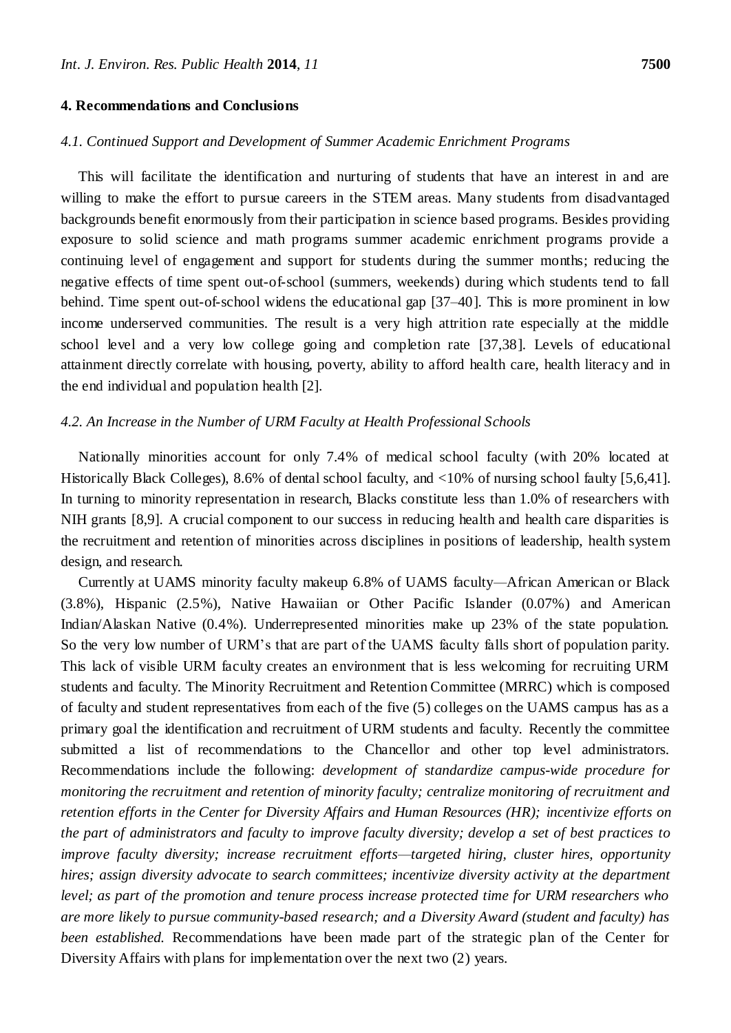## 4. Recommendations and Conclusions

### *4.1. Continued Support and Development of Summer Academic Enrichment Programs*

This will facilitate the identification and nurturing of students that have an interest in and are willing to make the effort to pursue careers in the STEM areas. Many students from disadvantaged backgrounds benefit enormously from their participation in science based programs. Besides providing exposure to solid science and math programs summer academic enrichment programs provide a continuing level of engagement and support for students during the summer months; reducing the negative effects of time spent out-of-school (summers, weekends) during which students tend to fall behind. Time spent out-of-school widens the educational gap [37–40]. This is more prominent in low income underserved communities. The result is a very high attrition rate especially at the middle school level and a very low college going and completion rate [37,38]. Levels of educational attainment directly correlate with housing, poverty, ability to afford health care, health literacy and in the end individual and population health [2].

### *4.2. An Increase in the Number of URM Faculty at Health Professional Schools*

Nationally minorities account for only 7.4% of medical school faculty (with 20% located at Historically Black Colleges), 8.6% of dental school faculty, and <10% of nursing school faulty [5,6,41]. In turning to minority representation in research, Blacks constitute less than 1.0% of researchers with NIH grants [8,9]. A crucial component to our success in reducing health and health care disparities is the recruitment and retention of minorities across disciplines in positions of leadership, health system design, and research.

Currently at UAMS minority faculty makeup 6.8% of UAMS faculty—African American or Black (3.8%), Hispanic (2.5%), Native Hawaiian or Other Pacific Islander (0.07%) and American Indian/Alaskan Native (0.4%). Underrepresented minorities make up 23% of the state population. So the very low number of URM's that are part of the UAMS faculty falls short of population parity. This lack of visible URM faculty creates an environment that is less welcoming for recruiting URM students and faculty. The Minority Recruitment and Retention Committee (MRRC) which is composed of faculty and student representatives from each of the five (5) colleges on the UAMS campus has as a primary goal the identification and recruitment of URM students and faculty. Recently the committee submitted a list of recommendations to the Chancellor and other top level administrators. Recommendations include the following: *development of standardize campus-wide procedure for monitoring the recruitment and retention of minority faculty; centralize monitoring of recruitment and retention efforts in the Center for Diversity Affairs and Human Resources (HR); incentivize efforts on the part of administrators and faculty to improve faculty diversity; develop a set of best practices to improve faculty diversity; increase recruitment efforts—targeted hiring, cluster hires, opportunity hires; assign diversity advocate to search committees; incentivize diversity activity at the department level; as part of the promotion and tenure process increase protected time for URM researchers who are more likely to pursue community-based research; and a Diversity Award (student and faculty) has been established.* Recommendations have been made part of the strategic plan of the Center for Diversity Affairs with plans for implementation over the next two (2) years.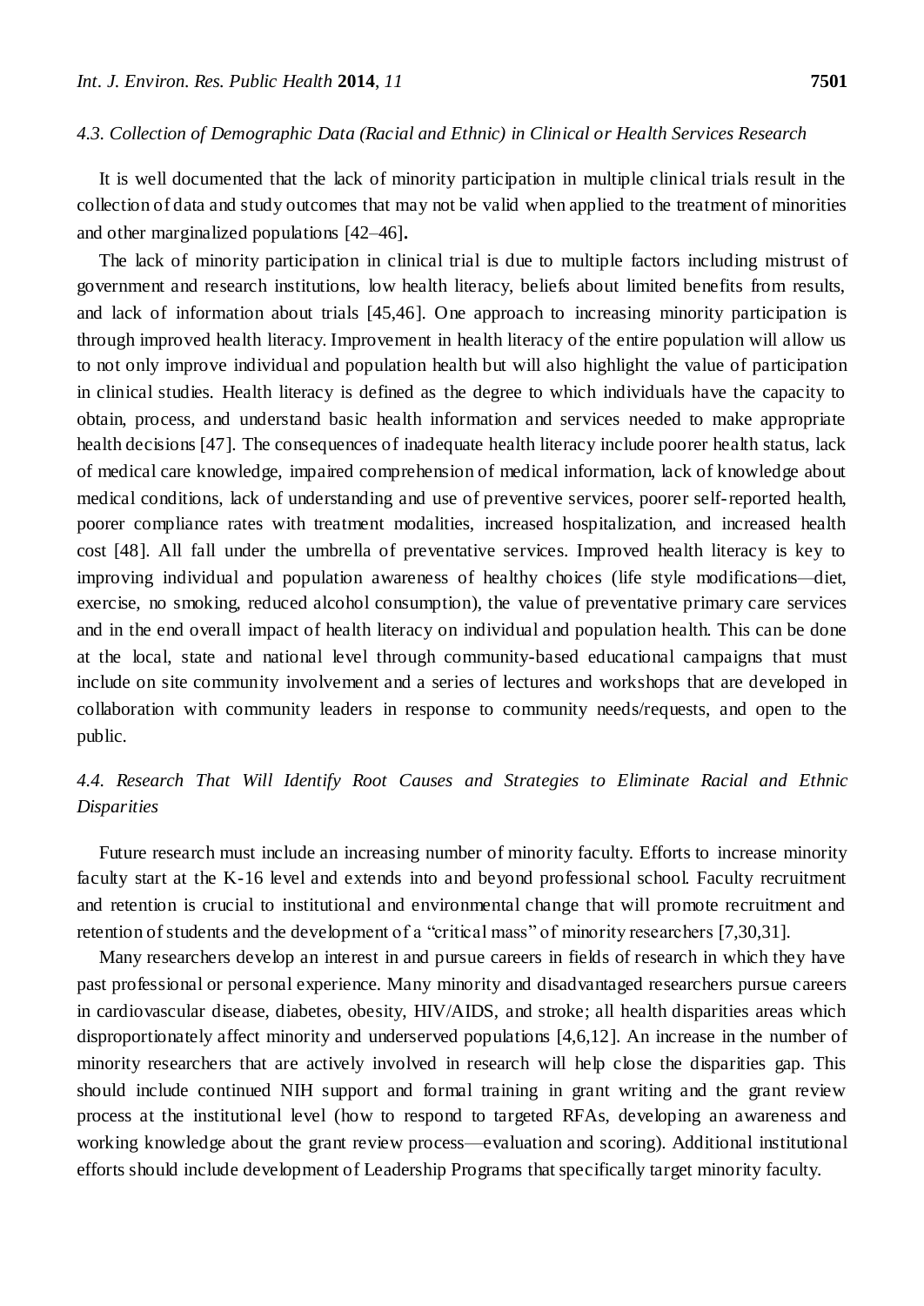### *4.3. Collection of Demographic Data (Racial and Ethnic) in Clinical or Health Services Research*

It is well documented that the lack of minority participation in multiple clinical trials result in the collection of data and study outcomes that may not be valid when applied to the treatment of minorities and other marginalized populations [42–46]**.**

The lack of minority participation in clinical trial is due to multiple factors including mistrust of government and research institutions, low health literacy, beliefs about limited benefits from results, and lack of information about trials [45,46]. One approach to increasing minority participation is through improved health literacy. Improvement in health literacy of the entire population will allow us to not only improve individual and population health but will also highlight the value of participation in clinical studies. Health literacy is defined as the degree to which individuals have the capacity to obtain, process, and understand basic health information and services needed to make appropriate health decisions [47]. The consequences of inadequate health literacy include poorer health status, lack of medical care knowledge, impaired comprehension of medical information, lack of knowledge about medical conditions, lack of understanding and use of preventive services, poorer self-reported health, poorer compliance rates with treatment modalities, increased hospitalization, and increased health cost [48]. All fall under the umbrella of preventative services. Improved health literacy is key to improving individual and population awareness of healthy choices (life style modifications—diet, exercise, no smoking, reduced alcohol consumption), the value of preventative primary care services and in the end overall impact of health literacy on individual and population health. This can be done at the local, state and national level through community-based educational campaigns that must include on site community involvement and a series of lectures and workshops that are developed in collaboration with community leaders in response to community needs/requests, and open to the public.

### *4.4. Research That Will Identify Root Causes and Strategies to Eliminate Racial and Ethnic Disparities*

Future research must include an increasing number of minority faculty. Efforts to increase minority faculty start at the K-16 level and extends into and beyond professional school. Faculty recruitment and retention is crucial to institutional and environmental change that will promote recruitment and retention of students and the development of a "critical mass" of minority researchers [7,30,31].

Many researchers develop an interest in and pursue careers in fields of research in which they have past professional or personal experience. Many minority and disadvantaged researchers pursue careers in cardiovascular disease, diabetes, obesity, HIV/AIDS, and stroke; all health disparities areas which disproportionately affect minority and underserved populations [4,6,12]. An increase in the number of minority researchers that are actively involved in research will help close the disparities gap. This should include continued NIH support and formal training in grant writing and the grant review process at the institutional level (how to respond to targeted RFAs, developing an awareness and working knowledge about the grant review process—evaluation and scoring). Additional institutional efforts should include development of Leadership Programs that specifically target minority faculty.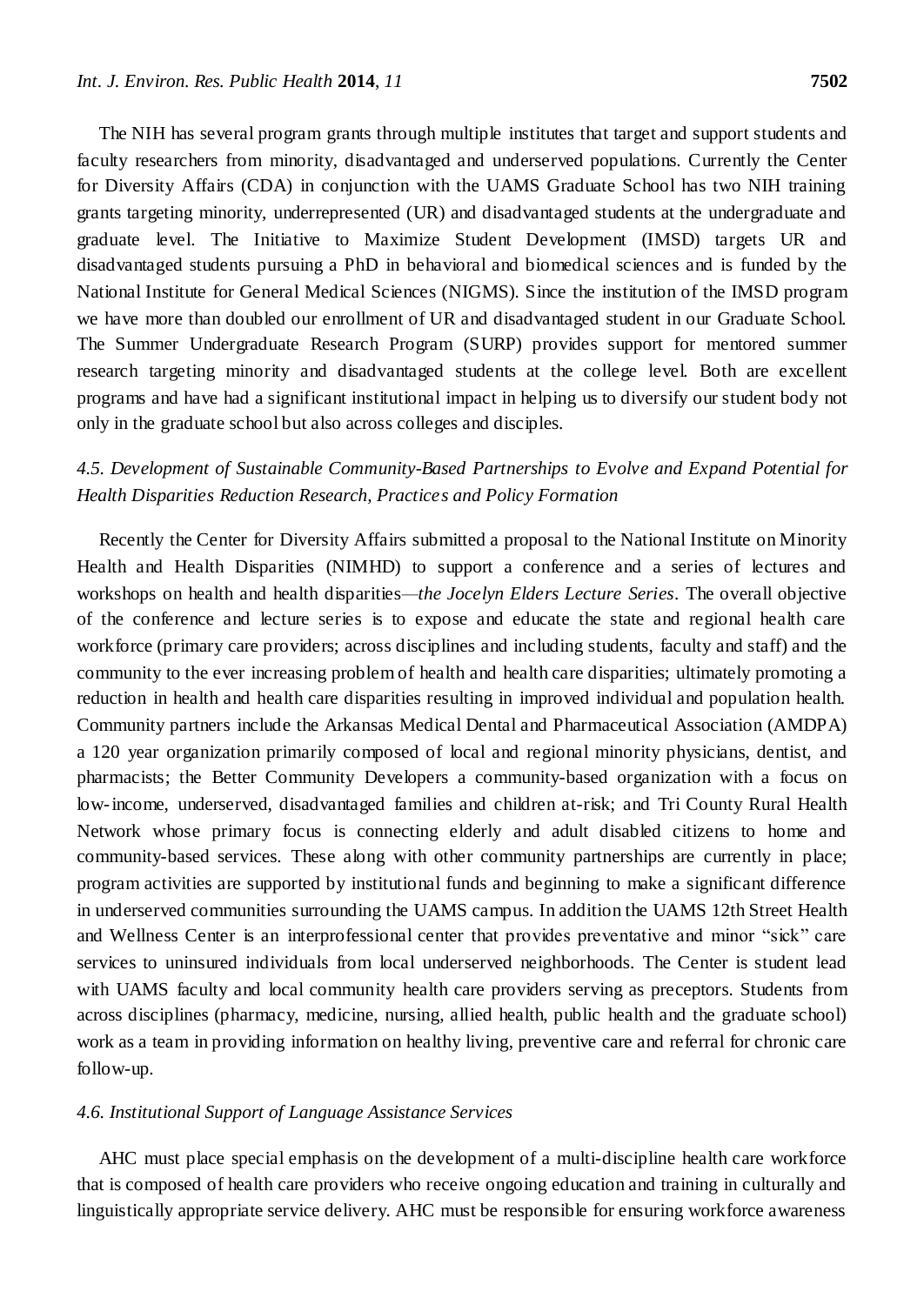The NIH has several program grants through multiple institutes that target and support students and faculty researchers from minority, disadvantaged and underserved populations. Currently the Center for Diversity Affairs (CDA) in conjunction with the UAMS Graduate School has two NIH training grants targeting minority, underrepresented (UR) and disadvantaged students at the undergraduate and graduate level. The Initiative to Maximize Student Development (IMSD) targets UR and disadvantaged students pursuing a PhD in behavioral and biomedical sciences and is funded by the National Institute for General Medical Sciences (NIGMS). Since the institution of the IMSD program we have more than doubled our enrollment of UR and disadvantaged student in our Graduate School. The Summer Undergraduate Research Program (SURP) provides support for mentored summer research targeting minority and disadvantaged students at the college level. Both are excellent programs and have had a significant institutional impact in helping us to diversify our student body not only in the graduate school but also across colleges and disciples.

### *4.5. Development of Sustainable Community-Based Partnerships to Evolve and Expand Potential for Health Disparities Reduction Research, Practices and Policy Formation*

Recently the Center for Diversity Affairs submitted a proposal to the National Institute on Minority Health and Health Disparities (NIMHD) to support a conference and a series of lectures and workshops on health and health disparities—*the Jocelyn Elders Lecture Series*. The overall objective of the conference and lecture series is to expose and educate the state and regional health care workforce (primary care providers; across disciplines and including students, faculty and staff) and the community to the ever increasing problem of health and health care disparities; ultimately promoting a reduction in health and health care disparities resulting in improved individual and population health. Community partners include the Arkansas Medical Dental and Pharmaceutical Association (AMDPA) a 120 year organization primarily composed of local and regional minority physicians, dentist, and pharmacists; the Better Community Developers a community-based organization with a focus on low-income, underserved, disadvantaged families and children at-risk; and Tri County Rural Health Network whose primary focus is connecting elderly and adult disabled citizens to home and community-based services. These along with other community partnerships are currently in place; program activities are supported by institutional funds and beginning to make a significant difference in underserved communities surrounding the UAMS campus. In addition the UAMS 12th Street Health and Wellness Center is an interprofessional center that provides preventative and minor "sick" care services to uninsured individuals from local underserved neighborhoods. The Center is student lead with UAMS faculty and local community health care providers serving as preceptors. Students from across disciplines (pharmacy, medicine, nursing, allied health, public health and the graduate school) work as a team in providing information on healthy living, preventive care and referral for chronic care follow-up.

### *4.6. Institutional Support of Language Assistance Services*

AHC must place special emphasis on the development of a multi-discipline health care workforce that is composed of health care providers who receive ongoing education and training in culturally and linguistically appropriate service delivery. AHC must be responsible for ensuring workforce awareness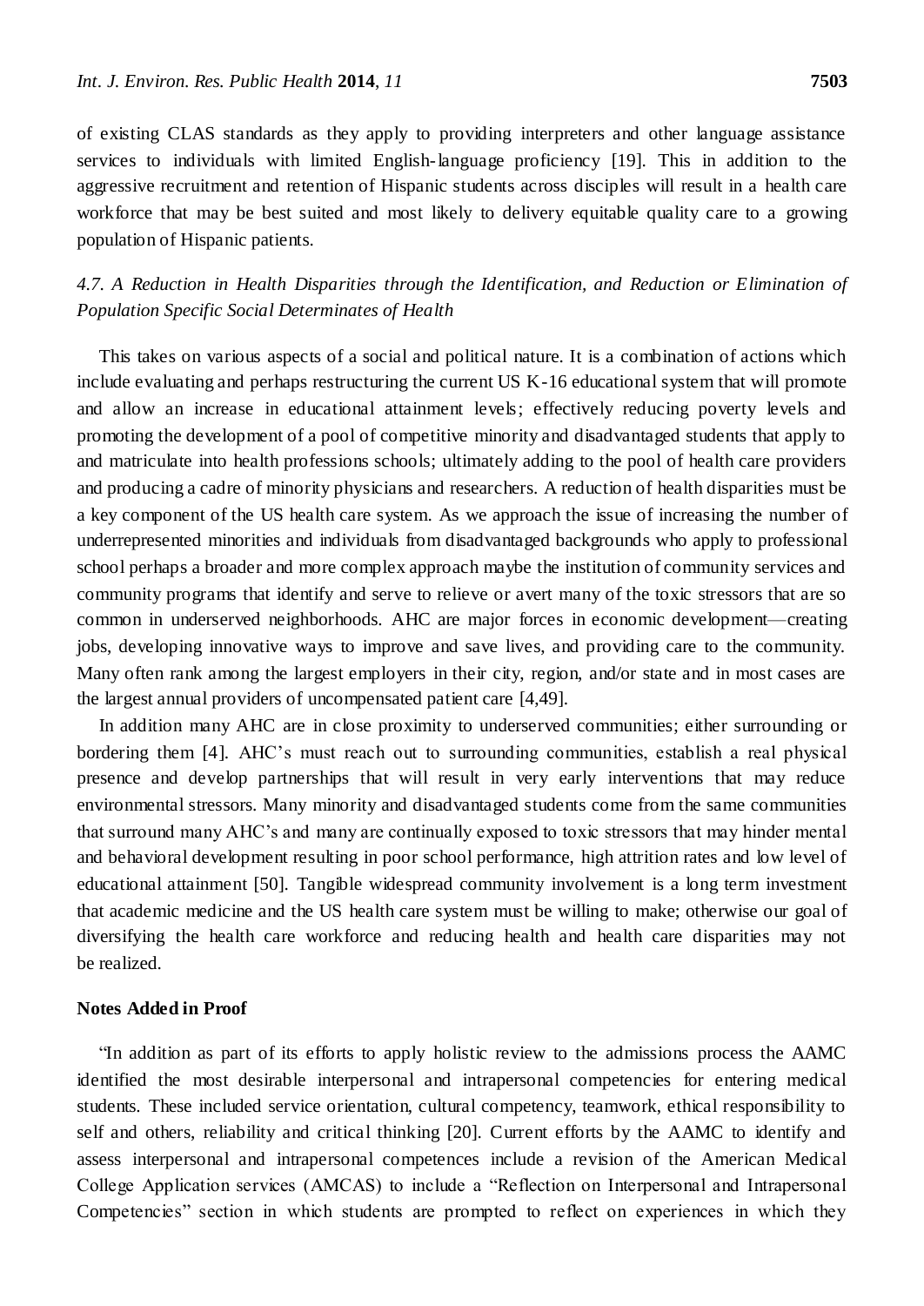of existing CLAS standards as they apply to providing interpreters and other language assistance services to individuals with limited English-language proficiency [19]. This in addition to the aggressive recruitment and retention of Hispanic students across disciples will result in a health care workforce that may be best suited and most likely to delivery equitable quality care to a growing population of Hispanic patients.

### *4.7. A Reduction in Health Disparities through the Identification, and Reduction or Elimination of Population Specific Social Determinates of Health*

This takes on various aspects of a social and political nature. It is a combination of actions which include evaluating and perhaps restructuring the current US K-16 educational system that will promote and allow an increase in educational attainment levels; effectively reducing poverty levels and promoting the development of a pool of competitive minority and disadvantaged students that apply to and matriculate into health professions schools; ultimately adding to the pool of health care providers and producing a cadre of minority physicians and researchers. A reduction of health disparities must be a key component of the US health care system. As we approach the issue of increasing the number of underrepresented minorities and individuals from disadvantaged backgrounds who apply to professional school perhaps a broader and more complex approach maybe the institution of community services and community programs that identify and serve to relieve or avert many of the toxic stressors that are so common in underserved neighborhoods. AHC are major forces in economic development—creating jobs, developing innovative ways to improve and save lives, and providing care to the community. Many often rank among the largest employers in their city, region, and/or state and in most cases are the largest annual providers of uncompensated patient care [4,49].

In addition many AHC are in close proximity to underserved communities; either surrounding or bordering them [4]. AHC's must reach out to surrounding communities, establish a real physical presence and develop partnerships that will result in very early interventions that may reduce environmental stressors. Many minority and disadvantaged students come from the same communities that surround many AHC's and many are continually exposed to toxic stressors that may hinder mental and behavioral development resulting in poor school performance, high attrition rates and low level of educational attainment [50]. Tangible widespread community involvement is a long term investment that academic medicine and the US health care system must be willing to make; otherwise our goal of diversifying the health care workforce and reducing health and health care disparities may not be realized.

**Notes Added in Proof**

"In addition as part of its efforts to apply holistic review to the admissions process the AAMC identified the most desirable interpersonal and intrapersonal competencies for entering medical students. These included service orientation, cultural competency, teamwork, ethical responsibility to self and others, reliability and critical thinking [20]. Current efforts by the AAMC to identify and assess interpersonal and intrapersonal competences include a revision of the American Medical College Application services (AMCAS) to include a "Reflection on Interpersonal and Intrapersonal Competencies" section in which students are prompted to reflect on experiences in which they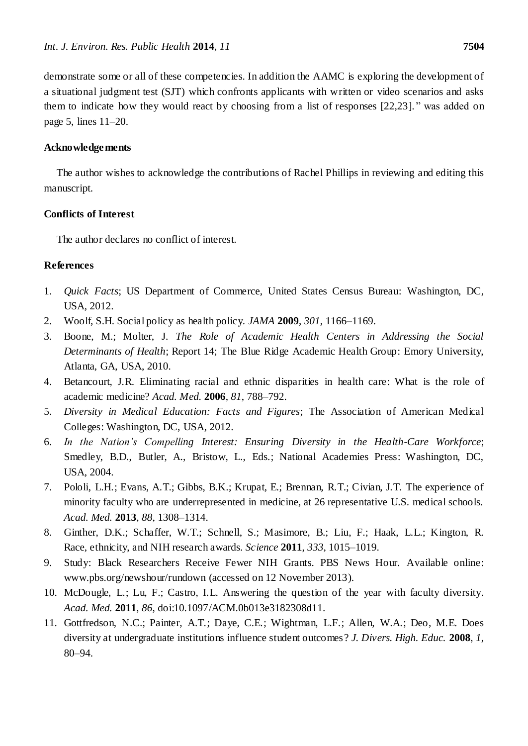demonstrate some or all of these competencies. In addition the AAMC is exploring the development of a situational judgment test (SJT) which confronts applicants with written or video scenarios and asks them to indicate how they would react by choosing from a list of responses [22,23]." was added on page 5, lines 11–20.

## Acknowledgements

The author wishes to acknowledge the contributions of Rachel Phillips in reviewing and editing this manuscript.

## Conflicts of Interest

The author declares no conflict of interest.

## References

1. *Quick Facts*; US Department of Commerce, United States Census Bureau: Washington, DC, USA, 2012.
2. Woolf, S.H. Social policy as health policy. *JAMA* **2009**, *301*, 1166–1169.
3. Boone, M.; Molter, J. *The Role of Academic Health Centers in Addressing the Social Determinants of Health*; Report 14; The Blue Ridge Academic Health Group: Emory University, Atlanta, GA, USA, 2010.
4. Betancourt, J.R. Eliminating racial and ethnic disparities in health care: What is the role of academic medicine? *Acad. Med.* **2006**, *81*, 788–792.
5. *Diversity in Medical Education: Facts and Figures*; The Association of American Medical Colleges: Washington, DC, USA, 2012.
6. *In the Nation's Compelling Interest: Ensuring Diversity in the Health-Care Workforce*; Smedley, B.D., Butler, A., Bristow, L., Eds.; National Academies Press: Washington, DC, USA, 2004.
7. Pololi, L.H.; Evans, A.T.; Gibbs, B.K.; Krupat, E.; Brennan, R.T.; Civian, J.T. The experience of minority faculty who are underrepresented in medicine, at 26 representative U.S. medical schools. *Acad. Med.* **2013**, *88*, 1308–1314.
8. Ginther, D.K.; Schaffer, W.T.; Schnell, S.; Masimore, B.; Liu, F.; Haak, L.L.; Kington, R. Race, ethnicity, and NIH research awards. *Science* **2011**, *333*, 1015–1019.
9. Study: Black Researchers Receive Fewer NIH Grants. PBS News Hour. Available online: www.pbs.org/newshour/rundown (accessed on 12 November 2013).
10. McDougle, L.; Lu, F.; Castro, I.L. Answering the question of the year with faculty diversity. *Acad. Med.* **2011**, *86*, doi:10.1097/ACM.0b013e3182308d11.
11. Gottfredson, N.C.; Painter, A.T.; Daye, C.E.; Wightman, L.F.; Allen, W.A.; Deo, M.E. Does diversity at undergraduate institutions influence student outcomes? *J. Divers. High. Educ.* **2008**, *1*, 80–94.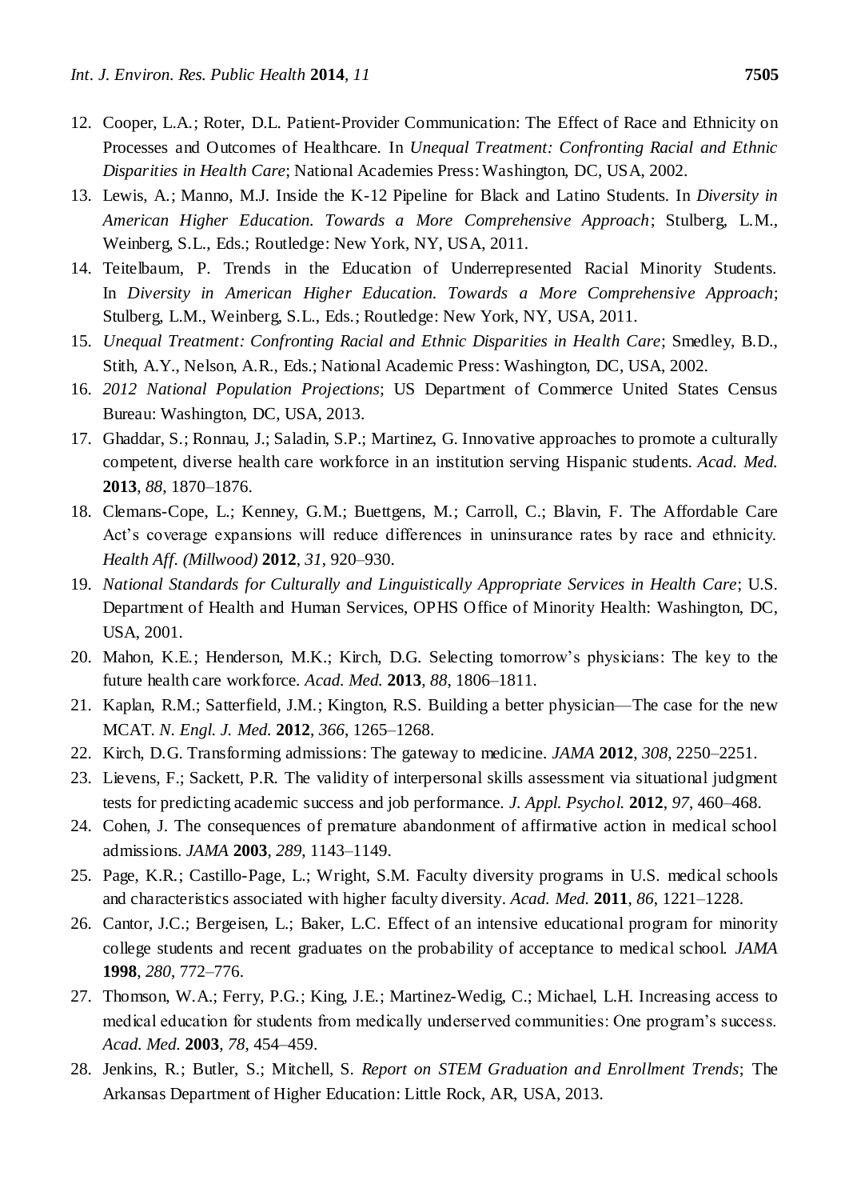12. Cooper, L.A.; Roter, D.L. Patient-Provider Communication: The Effect of Race and Ethnicity on Processes and Outcomes of Healthcare. In *Unequal Treatment: Confronting Racial and Ethnic Disparities in Health Care*; National Academies Press: Washington, DC, USA, 2002.
13. Lewis, A.; Manno, M.J. Inside the K-12 Pipeline for Black and Latino Students. In *Diversity in American Higher Education. Towards a More Comprehensive Approach*; Stulberg, L.M., Weinberg, S.L., Eds.; Routledge: New York, NY, USA, 2011.
14. Teitelbaum, P. Trends in the Education of Underrepresented Racial Minority Students. In *Diversity in American Higher Education. Towards a More Comprehensive Approach*; Stulberg, L.M., Weinberg, S.L., Eds.; Routledge: New York, NY, USA, 2011.
15. *Unequal Treatment: Confronting Racial and Ethnic Disparities in Health Care*; Smedley, B.D., Stith, A.Y., Nelson, A.R., Eds.; National Academic Press: Washington, DC, USA, 2002.
16. *2012 National Population Projections*; US Department of Commerce United States Census Bureau: Washington, DC, USA, 2013.
17. Ghaddar, S.; Ronnau, J.; Saladin, S.P.; Martinez, G. Innovative approaches to promote a culturally competent, diverse health care workforce in an institution serving Hispanic students. *Acad. Med.* **2013**, *88*, 1870–1876.
18. Clemans-Cope, L.; Kenney, G.M.; Buettgens, M.; Carroll, C.; Blavin, F. The Affordable Care Act's coverage expansions will reduce differences in uninsurance rates by race and ethnicity. *Health Aff. (Millwood)* **2012**, *31*, 920–930.
19. *National Standards for Culturally and Linguistically Appropriate Services in Health Care*; U.S. Department of Health and Human Services, OPHS Office of Minority Health: Washington, DC, USA, 2001.
20. Mahon, K.E.; Henderson, M.K.; Kirch, D.G. Selecting tomorrow's physicians: The key to the future health care workforce. *Acad. Med.* **2013**, *88*, 1806–1811.
21. Kaplan, R.M.; Satterfield, J.M.; Kington, R.S. Building a better physician—The case for the new MCAT. *N. Engl. J. Med.* **2012**, *366*, 1265–1268.
22. Kirch, D.G. Transforming admissions: The gateway to medicine. *JAMA* **2012**, *308*, 2250–2251.
23. Lievens, F.; Sackett, P.R. The validity of interpersonal skills assessment via situational judgment tests for predicting academic success and job performance. *J. Appl. Psychol.* **2012**, *97*, 460–468.
24. Cohen, J. The consequences of premature abandonment of affirmative action in medical school admissions. *JAMA* **2003**, *289*, 1143–1149.
25. Page, K.R.; Castillo-Page, L.; Wright, S.M. Faculty diversity programs in U.S. medical schools and characteristics associated with higher faculty diversity. *Acad. Med.* **2011**, *86*, 1221–1228.
26. Cantor, J.C.; Bergeisen, L.; Baker, L.C. Effect of an intensive educational program for minority college students and recent graduates on the probability of acceptance to medical school. *JAMA* **1998**, *280*, 772–776.
27. Thomson, W.A.; Ferry, P.G.; King, J.E.; Martinez-Wedig, C.; Michael, L.H. Increasing access to medical education for students from medically underserved communities: One program's success. *Acad. Med.* **2003**, *78*, 454–459.
28. Jenkins, R.; Butler, S.; Mitchell, S. *Report on STEM Graduation and Enrollment Trends*; The Arkansas Department of Higher Education: Little Rock, AR, USA, 2013.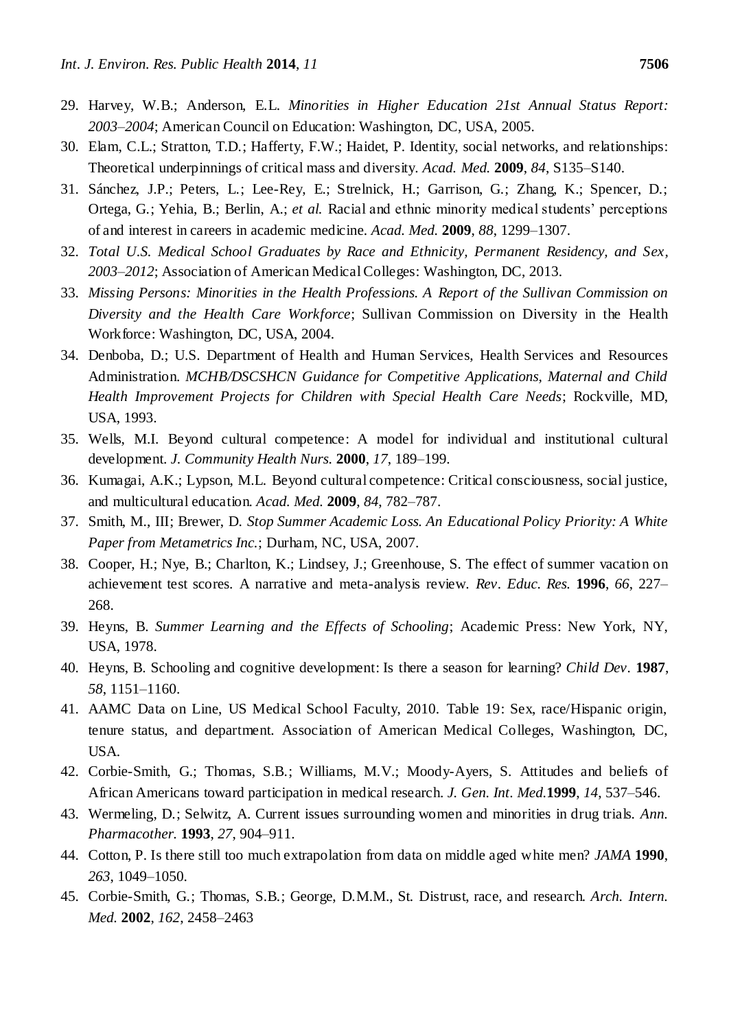29. Harvey, W.B.; Anderson, E.L. *Minorities in Higher Education 21st Annual Status Report: 2003–2004*; American Council on Education: Washington, DC, USA, 2005.
30. Elam, C.L.; Stratton, T.D.; Hafferty, F.W.; Haidet, P. Identity, social networks, and relationships: Theoretical underpinnings of critical mass and diversity. *Acad. Med.* **2009**, *84*, S135–S140.
31. Sánchez, J.P.; Peters, L.; Lee-Rey, E.; Strelnick, H.; Garrison, G.; Zhang, K.; Spencer, D.; Ortega, G.; Yehia, B.; Berlin, A.; *et al.* Racial and ethnic minority medical students' perceptions of and interest in careers in academic medicine. *Acad. Med.* **2009**, *88*, 1299–1307.
32. *Total U.S. Medical School Graduates by Race and Ethnicity, Permanent Residency, and Sex, 2003–2012*; Association of American Medical Colleges: Washington, DC, 2013.
33. *Missing Persons: Minorities in the Health Professions. A Report of the Sullivan Commission on Diversity and the Health Care Workforce*; Sullivan Commission on Diversity in the Health Workforce: Washington, DC, USA, 2004.
34. Denboba, D.; U.S. Department of Health and Human Services, Health Services and Resources Administration. *MCHB/DSCSHCN Guidance for Competitive Applications, Maternal and Child Health Improvement Projects for Children with Special Health Care Needs*; Rockville, MD, USA, 1993.
35. Wells, M.I. Beyond cultural competence: A model for individual and institutional cultural development. *J. Community Health Nurs.* **2000**, *17*, 189–199.
36. Kumagai, A.K.; Lypson, M.L. Beyond cultural competence: Critical consciousness, social justice, and multicultural education. *Acad. Med.* **2009**, *84*, 782–787.
37. Smith, M., III; Brewer, D. *Stop Summer Academic Loss. An Educational Policy Priority: A White Paper from Metametrics Inc.*; Durham, NC, USA, 2007.
38. Cooper, H.; Nye, B.; Charlton, K.; Lindsey, J.; Greenhouse, S. The effect of summer vacation on achievement test scores. A narrative and meta-analysis review. *Rev. Educ. Res.* **1996**, *66*, 227–268.
39. Heyns, B. *Summer Learning and the Effects of Schooling*; Academic Press: New York, NY, USA, 1978.
40. Heyns, B. Schooling and cognitive development: Is there a season for learning? *Child Dev*. **1987**, *58*, 1151–1160.
41. AAMC Data on Line, US Medical School Faculty, 2010. Table 19: Sex, race/Hispanic origin, tenure status, and department. Association of American Medical Colleges, Washington, DC, USA.
42. Corbie-Smith, G.; Thomas, S.B.; Williams, M.V.; Moody-Ayers, S. Attitudes and beliefs of African Americans toward participation in medical research. *J. Gen. Int. Med.***1999**, *14*, 537–546.
43. Wermeling, D.; Selwitz, A. Current issues surrounding women and minorities in drug trials. *Ann. Pharmacother.* **1993**, *27*, 904–911.
44. Cotton, P. Is there still too much extrapolation from data on middle aged white men? *JAMA* **1990**, *263*, 1049–1050.
45. Corbie-Smith, G.; Thomas, S.B.; George, D.M.M., St. Distrust, race, and research. *Arch. Intern. Med.* **2002**, *162*, 2458–2463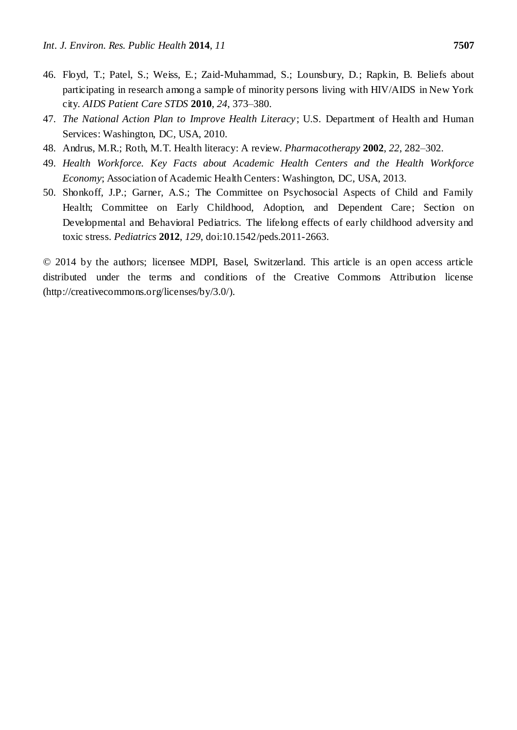46. Floyd, T.; Patel, S.; Weiss, E.; Zaid-Muhammad, S.; Lounsbury, D.; Rapkin, B. Beliefs about participating in research among a sample of minority persons living with HIV/AIDS in New York city. *AIDS Patient Care STDS* **2010**, *24*, 373–380.
47. *The National Action Plan to Improve Health Literacy*; U.S. Department of Health and Human Services: Washington, DC, USA, 2010.
48. Andrus, M.R.; Roth, M.T. Health literacy: A review. *Pharmacotherapy* **2002**, *22*, 282–302.
49. *Health Workforce. Key Facts about Academic Health Centers and the Health Workforce Economy*; Association of Academic Health Centers: Washington, DC, USA, 2013.
50. Shonkoff, J.P.; Garner, A.S.; The Committee on Psychosocial Aspects of Child and Family Health; Committee on Early Childhood, Adoption, and Dependent Care; Section on Developmental and Behavioral Pediatrics. The lifelong effects of early childhood adversity and toxic stress. *Pediatrics* **2012**, *129*, doi:10.1542/peds.2011-2663.

© 2014 by the authors; licensee MDPI, Basel, Switzerland. This article is an open access article distributed under the terms and conditions of the Creative Commons Attribution license (http://creativecommons.org/licenses/by/3.0/).